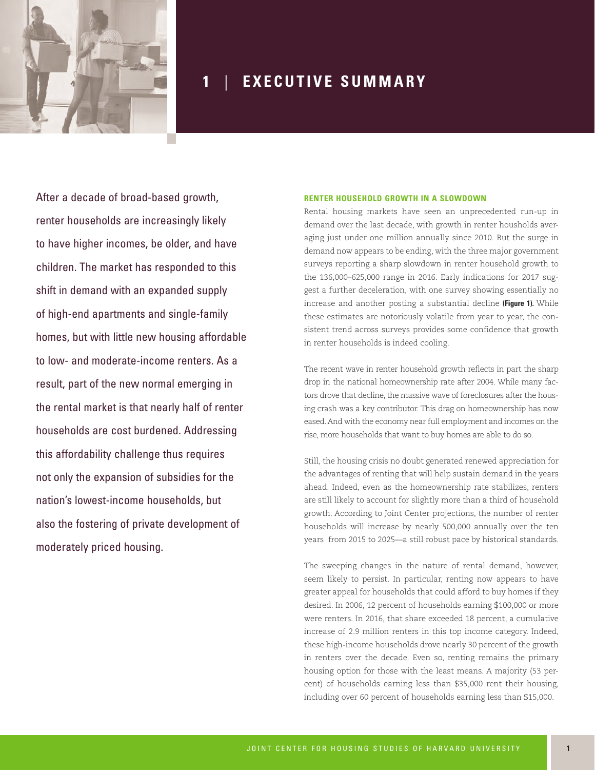# 1 | EXECUTIVE SUMMARY

After a decade of broad-based growth, renter households are increasingly likely to have higher incomes, be older, and have children. The market has responded to this shift in demand with an expanded supply of high-end apartments and single-family homes, but with little new housing affordable to low- and moderate-income renters. As a result, part of the new normal emerging in the rental market is that nearly half of renter households are cost burdened. Addressing this affordability challenge thus requires not only the expansion of subsidies for the nation's lowest-income households, but also the fostering of private development of moderately priced housing.

## RENTER HOUSEHOLD GROWTH IN A SLOWDOWN

Rental housing markets have seen an unprecedented run-up in demand over the last decade, with growth in renter housholds averaging just under one million annually since 2010. But the surge in demand now appears to be ending, with the three major government surveys reporting a sharp slowdown in renter household growth to the 136,000–625,000 range in 2016. Early indications for 2017 suggest a further deceleration, with one survey showing essentially no increase and another posting a substantial decline **(Figure 1).** While these estimates are notoriously volatile from year to year, the consistent trend across surveys provides some confidence that growth in renter households is indeed cooling.

The recent wave in renter household growth reflects in part the sharp drop in the national homeownership rate after 2004. While many factors drove that decline, the massive wave of foreclosures after the housing crash was a key contributor. This drag on homeownership has now eased. And with the economy near full employment and incomes on the rise, more households that want to buy homes are able to do so.

Still, the housing crisis no doubt generated renewed appreciation for the advantages of renting that will help sustain demand in the years ahead. Indeed, even as the homeownership rate stabilizes, renters are still likely to account for slightly more than a third of household growth. According to Joint Center projections, the number of renter households will increase by nearly 500,000 annually over the ten years from 2015 to 2025—a still robust pace by historical standards.

The sweeping changes in the nature of rental demand, however, seem likely to persist. In particular, renting now appears to have greater appeal for households that could afford to buy homes if they desired. In 2006, 12 percent of households earning $100,000 or more were renters. In 2016, that share exceeded 18 percent, a cumulative increase of 2.9 million renters in this top income category. Indeed, these high-income households drove nearly 30 percent of the growth in renters over the decade. Even so, renting remains the primary housing option for those with the least means. A majority (53 percent) of households earning less than $35,000 rent their housing, including over 60 percent of households earning less than $15,000.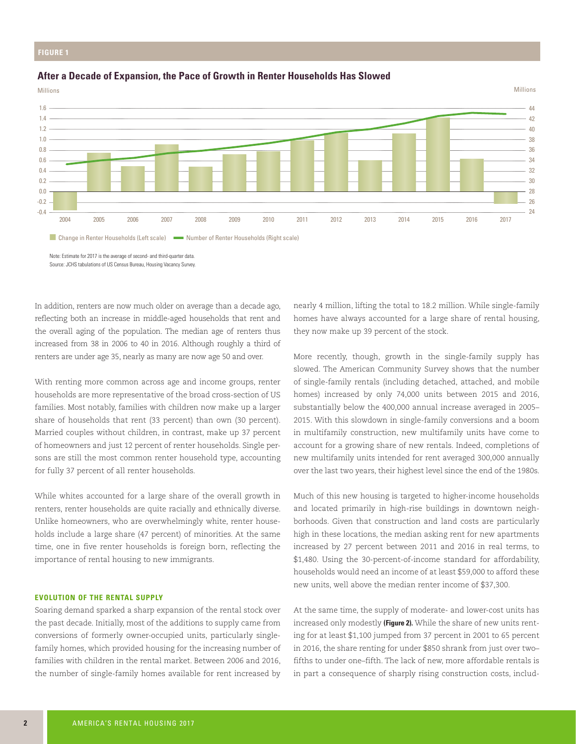FIGURE 1

**After a Decade of Expansion, the Pace of Growth in Renter Households Has Slowed**

Note: Estimate for 2017 is the average of second- and third-quarter data.
Source: JCHS tabulations of US Census Bureau, Housing Vacancy Survey.

In addition, renters are now much older on average than a decade ago, reflecting both an increase in middle-aged households that rent and the overall aging of the population. The median age of renters thus increased from 38 in 2006 to 40 in 2016. Although roughly a third of renters are under age 35, nearly as many are now age 50 and over.

With renting more common across age and income groups, renter households are more representative of the broad cross-section of US families. Most notably, families with children now make up a larger share of households that rent (33 percent) than own (30 percent). Married couples without children, in contrast, make up 37 percent of homeowners and just 12 percent of renter households. Single persons are still the most common renter household type, accounting for fully 37 percent of all renter households.

While whites accounted for a large share of the overall growth in renters, renter households are quite racially and ethnically diverse. Unlike homeowners, who are overwhelmingly white, renter households include a large share (47 percent) of minorities. At the same time, one in five renter households is foreign born, reflecting the importance of rental housing to new immigrants.

## EVOLUTION OF THE RENTAL SUPPLY

Soaring demand sparked a sharp expansion of the rental stock over the past decade. Initially, most of the additions to supply came from conversions of formerly owner-occupied units, particularly single-family homes, which provided housing for the increasing number of families with children in the rental market. Between 2006 and 2016, the number of single-family homes available for rent increased by nearly 4 million, lifting the total to 18.2 million. While single-family homes have always accounted for a large share of rental housing, they now make up 39 percent of the stock.

More recently, though, growth in the single-family supply has slowed. The American Community Survey shows that the number of single-family rentals (including detached, attached, and mobile homes) increased by only 74,000 units between 2015 and 2016, substantially below the 400,000 annual increase averaged in 2005–2015. With this slowdown in single-family conversions and a boom in multifamily construction, new multifamily units have come to account for a growing share of new rentals. Indeed, completions of new multifamily units intended for rent averaged 300,000 annually over the last two years, their highest level since the end of the 1980s.

Much of this new housing is targeted to higher-income households and located primarily in high-rise buildings in downtown neighborhoods. Given that construction and land costs are particularly high in these locations, the median asking rent for new apartments increased by 27 percent between 2011 and 2016 in real terms, to $1,480. Using the 30-percent-of-income standard for affordability, households would need an income of at least $59,000 to afford these new units, well above the median renter income of $37,300.

At the same time, the supply of moderate- and lower-cost units has increased only modestly **(Figure 2).** While the share of new units renting for at least $1,100 jumped from 37 percent in 2001 to 65 percent in 2016, the share renting for under $850 shrank from just over two–fifths to under one–fifth. The lack of new, more affordable rentals is in part a consequence of sharply rising construction costs, includ-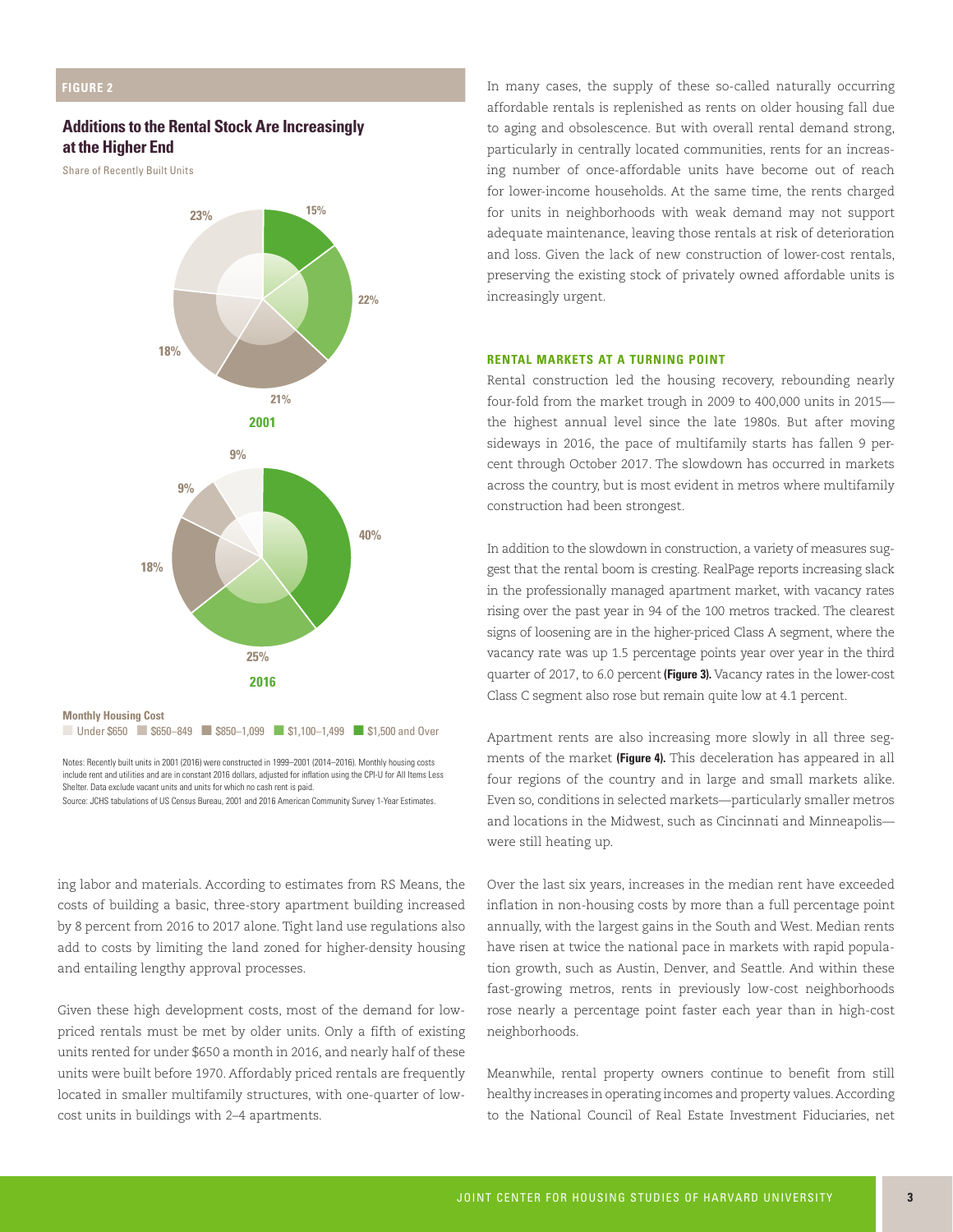**FIGURE 2**

## Additions to the Rental Stock Are Increasingly at the Higher End

Share of Recently Built Units

| Monthly Housing Cost | 2001 | 2016 |
| --- | --- | --- |
| Under $650 | 23% | 9% |
| $650–849 | 18% | 9% |
| $850–1,099 | 21% | 18% |
| $1,100–1,499 | 22% | 25% |
| $1,500 and Over | 15% | 40% |

Notes: Recently built units in 2001 (2016) were constructed in 1999–2001 (2014–2016). Monthly housing costs include rent and utilities and are in constant 2016 dollars, adjusted for inflation using the CPI-U for All Items Less Shelter. Data exclude vacant units and units for which no cash rent is paid.
Source: JCHS tabulations of US Census Bureau, 2001 and 2016 American Community Survey 1-Year Estimates.

ing labor and materials. According to estimates from RS Means, the costs of building a basic, three-story apartment building increased by 8 percent from 2016 to 2017 alone. Tight land use regulations also add to costs by limiting the land zoned for higher-density housing and entailing lengthy approval processes.

Given these high development costs, most of the demand for low-priced rentals must be met by older units. Only a fifth of existing units rented for under $650 a month in 2016, and nearly half of these units were built before 1970. Affordably priced rentals are frequently located in smaller multifamily structures, with one-quarter of low-cost units in buildings with 2–4 apartments.

In many cases, the supply of these so-called naturally occurring affordable rentals is replenished as rents on older housing fall due to aging and obsolescence. But with overall rental demand strong, particularly in centrally located communities, rents for an increasing number of once-affordable units have become out of reach for lower-income households. At the same time, the rents charged for units in neighborhoods with weak demand may not support adequate maintenance, leaving those rentals at risk of deterioration and loss. Given the lack of new construction of lower-cost rentals, preserving the existing stock of privately owned affordable units is increasingly urgent.

### RENTAL MARKETS AT A TURNING POINT

Rental construction led the housing recovery, rebounding nearly four-fold from the market trough in 2009 to 400,000 units in 2015—the highest annual level since the late 1980s. But after moving sideways in 2016, the pace of multifamily starts has fallen 9 percent through October 2017. The slowdown has occurred in markets across the country, but is most evident in metros where multifamily construction had been strongest.

In addition to the slowdown in construction, a variety of measures suggest that the rental boom is cresting. RealPage reports increasing slack in the professionally managed apartment market, with vacancy rates rising over the past year in 94 of the 100 metros tracked. The clearest signs of loosening are in the higher-priced Class A segment, where the vacancy rate was up 1.5 percentage points year over year in the third quarter of 2017, to 6.0 percent **(Figure 3).** Vacancy rates in the lower-cost Class C segment also rose but remain quite low at 4.1 percent.

Apartment rents are also increasing more slowly in all three segments of the market **(Figure 4).** This deceleration has appeared in all four regions of the country and in large and small markets alike. Even so, conditions in selected markets—particularly smaller metros and locations in the Midwest, such as Cincinnati and Minneapolis—were still heating up.

Over the last six years, increases in the median rent have exceeded inflation in non-housing costs by more than a full percentage point annually, with the largest gains in the South and West. Median rents have risen at twice the national pace in markets with rapid population growth, such as Austin, Denver, and Seattle. And within these fast-growing metros, rents in previously low-cost neighborhoods rose nearly a percentage point faster each year than in high-cost neighborhoods.

Meanwhile, rental property owners continue to benefit from still healthy increases in operating incomes and property values. According to the National Council of Real Estate Investment Fiduciaries, net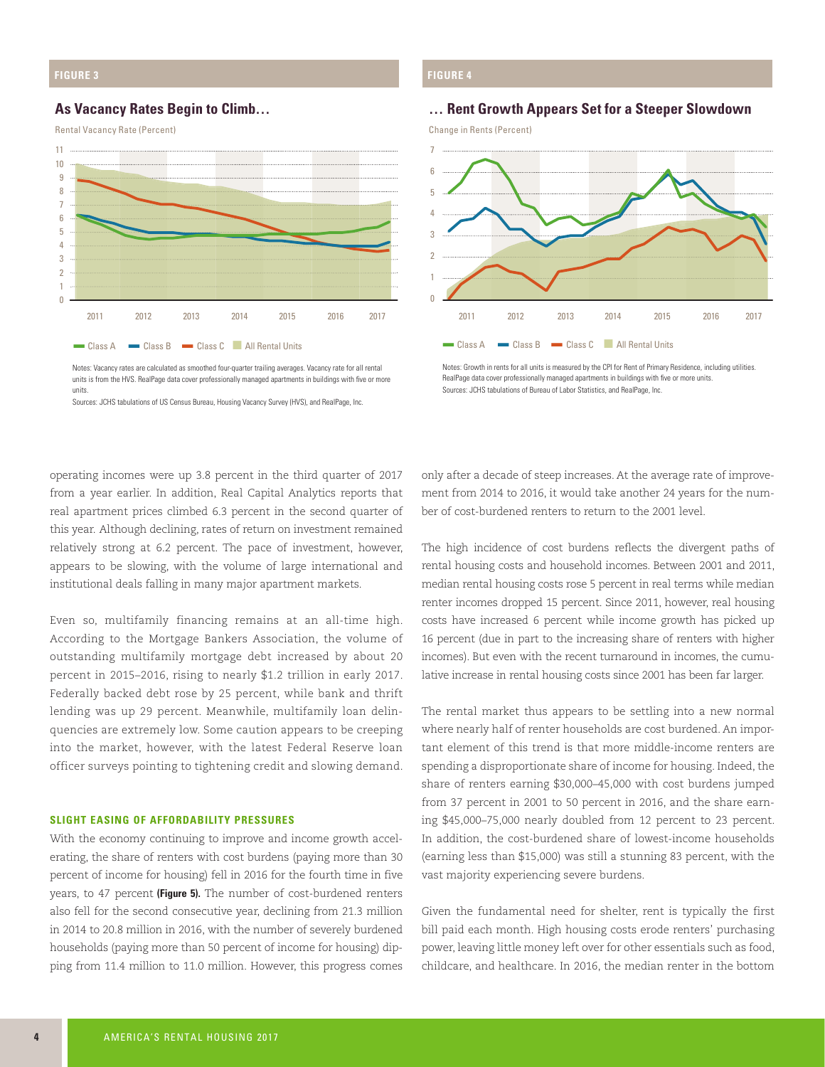FIGURE 3

### As Vacancy Rates Begin to Climb…

Rental Vacancy Rate (Percent)

Class A | Class B | Class C | All Rental Units

Notes: Vacancy rates are calculated as smoothed four-quarter trailing averages. Vacancy rate for all rental units is from the HVS. RealPage data cover professionally managed apartments in buildings with five or more units.
Sources: JCHS tabulations of US Census Bureau, Housing Vacancy Survey (HVS), and RealPage, Inc.

FIGURE 4

### … Rent Growth Appears Set for a Steeper Slowdown

Change in Rents (Percent)

Class A | Class B | Class C | All Rental Units

Notes: Growth in rents for all units is measured by the CPI for Rent of Primary Residence, including utilities. RealPage data cover professionally managed apartments in buildings with five or more units.
Sources: JCHS tabulations of Bureau of Labor Statistics, and RealPage, Inc.

operating incomes were up 3.8 percent in the third quarter of 2017 from a year earlier. In addition, Real Capital Analytics reports that real apartment prices climbed 6.3 percent in the second quarter of this year. Although declining, rates of return on investment remained relatively strong at 6.2 percent. The pace of investment, however, appears to be slowing, with the volume of large international and institutional deals falling in many major apartment markets.

Even so, multifamily financing remains at an all-time high. According to the Mortgage Bankers Association, the volume of outstanding multifamily mortgage debt increased by about 20 percent in 2015–2016, rising to nearly $1.2 trillion in early 2017. Federally backed debt rose by 25 percent, while bank and thrift lending was up 29 percent. Meanwhile, multifamily loan delinquencies are extremely low. Some caution appears to be creeping into the market, however, with the latest Federal Reserve loan officer surveys pointing to tightening credit and slowing demand.

#### SLIGHT EASING OF AFFORDABILITY PRESSURES

With the economy continuing to improve and income growth accelerating, the share of renters with cost burdens (paying more than 30 percent of income for housing) fell in 2016 for the fourth time in five years, to 47 percent **(Figure 5).** The number of cost-burdened renters also fell for the second consecutive year, declining from 21.3 million in 2014 to 20.8 million in 2016, with the number of severely burdened households (paying more than 50 percent of income for housing) dipping from 11.4 million to 11.0 million. However, this progress comes only after a decade of steep increases. At the average rate of improvement from 2014 to 2016, it would take another 24 years for the number of cost-burdened renters to return to the 2001 level.

The high incidence of cost burdens reflects the divergent paths of rental housing costs and household incomes. Between 2001 and 2011, median rental housing costs rose 5 percent in real terms while median renter incomes dropped 15 percent. Since 2011, however, real housing costs have increased 6 percent while income growth has picked up 16 percent (due in part to the increasing share of renters with higher incomes). But even with the recent turnaround in incomes, the cumulative increase in rental housing costs since 2001 has been far larger.

The rental market thus appears to be settling into a new normal where nearly half of renter households are cost burdened. An important element of this trend is that more middle-income renters are spending a disproportionate share of income for housing. Indeed, the share of renters earning $30,000–45,000 with cost burdens jumped from 37 percent in 2001 to 50 percent in 2016, and the share earning $45,000–75,000 nearly doubled from 12 percent to 23 percent. In addition, the cost-burdened share of lowest-income households (earning less than $15,000) was still a stunning 83 percent, with the vast majority experiencing severe burdens.

Given the fundamental need for shelter, rent is typically the first bill paid each month. High housing costs erode renters' purchasing power, leaving little money left over for other essentials such as food, childcare, and healthcare. In 2016, the median renter in the bottom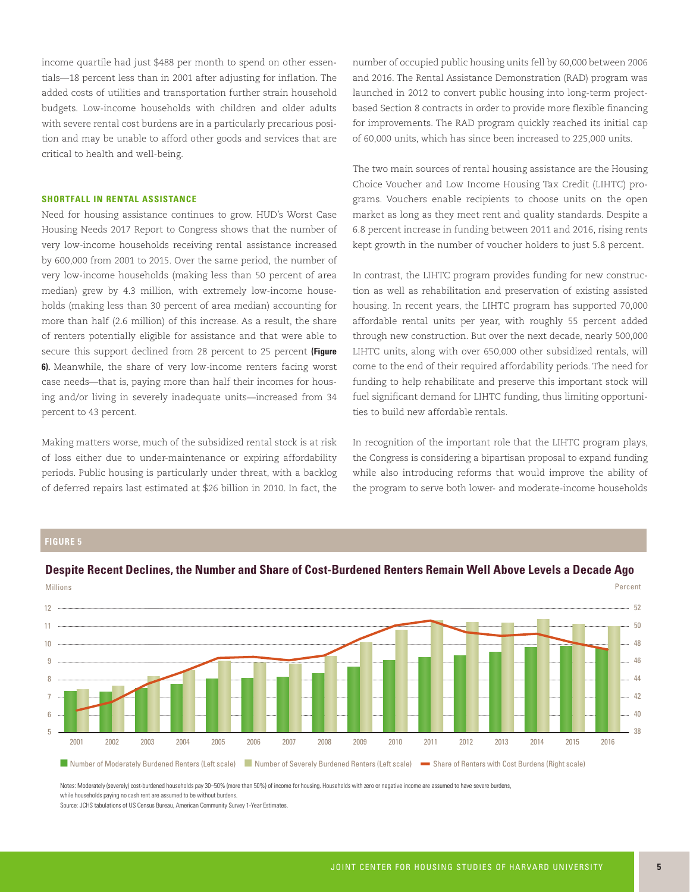income quartile had just $488 per month to spend on other essentials—18 percent less than in 2001 after adjusting for inflation. The added costs of utilities and transportation further strain household budgets. Low-income households with children and older adults with severe rental cost burdens are in a particularly precarious position and may be unable to afford other goods and services that are critical to health and well-being.

### SHORTFALL IN RENTAL ASSISTANCE

Need for housing assistance continues to grow. HUD's Worst Case Housing Needs 2017 Report to Congress shows that the number of very low-income households receiving rental assistance increased by 600,000 from 2001 to 2015. Over the same period, the number of very low-income households (making less than 50 percent of area median) grew by 4.3 million, with extremely low-income households (making less than 30 percent of area median) accounting for more than half (2.6 million) of this increase. As a result, the share of renters potentially eligible for assistance and that were able to secure this support declined from 28 percent to 25 percent **(Figure 6).** Meanwhile, the share of very low-income renters facing worst case needs—that is, paying more than half their incomes for housing and/or living in severely inadequate units—increased from 34 percent to 43 percent.

Making matters worse, much of the subsidized rental stock is at risk of loss either due to under-maintenance or expiring affordability periods. Public housing is particularly under threat, with a backlog of deferred repairs last estimated at $26 billion in 2010. In fact, the number of occupied public housing units fell by 60,000 between 2006 and 2016. The Rental Assistance Demonstration (RAD) program was launched in 2012 to convert public housing into long-term project-based Section 8 contracts in order to provide more flexible financing for improvements. The RAD program quickly reached its initial cap of 60,000 units, which has since been increased to 225,000 units.

The two main sources of rental housing assistance are the Housing Choice Voucher and Low Income Housing Tax Credit (LIHTC) programs. Vouchers enable recipients to choose units on the open market as long as they meet rent and quality standards. Despite a 6.8 percent increase in funding between 2011 and 2016, rising rents kept growth in the number of voucher holders to just 5.8 percent.

In contrast, the LIHTC program provides funding for new construction as well as rehabilitation and preservation of existing assisted housing. In recent years, the LIHTC program has supported 70,000 affordable rental units per year, with roughly 55 percent added through new construction. But over the next decade, nearly 500,000 LIHTC units, along with over 650,000 other subsidized rentals, will come to the end of their required affordability periods. The need for funding to help rehabilitate and preserve this important stock will fuel significant demand for LIHTC funding, thus limiting opportunities to build new affordable rentals.

In recognition of the important role that the LIHTC program plays, the Congress is considering a bipartisan proposal to expand funding while also introducing reforms that would improve the ability of the program to serve both lower- and moderate-income households

**FIGURE 5**

**Despite Recent Declines, the Number and Share of Cost-Burdened Renters Remain Well Above Levels a Decade Ago**

Millions (left scale) / Percent (right scale)

Legend: Number of Moderately Burdened Renters (Left scale) | Number of Severely Burdened Renters (Left scale) | Share of Renters with Cost Burdens (Right scale)

Years: 2001, 2002, 2003, 2004, 2005, 2006, 2007, 2008, 2009, 2010, 2011, 2012, 2013, 2014, 2015, 2016

Notes: Moderately (severely) cost-burdened households pay 30–50% (more than 50%) of income for housing. Households with zero or negative income are assumed to have severe burdens, while households paying no cash rent are assumed to be without burdens.

Source: JCHS tabulations of US Census Bureau, American Community Survey 1-Year Estimates.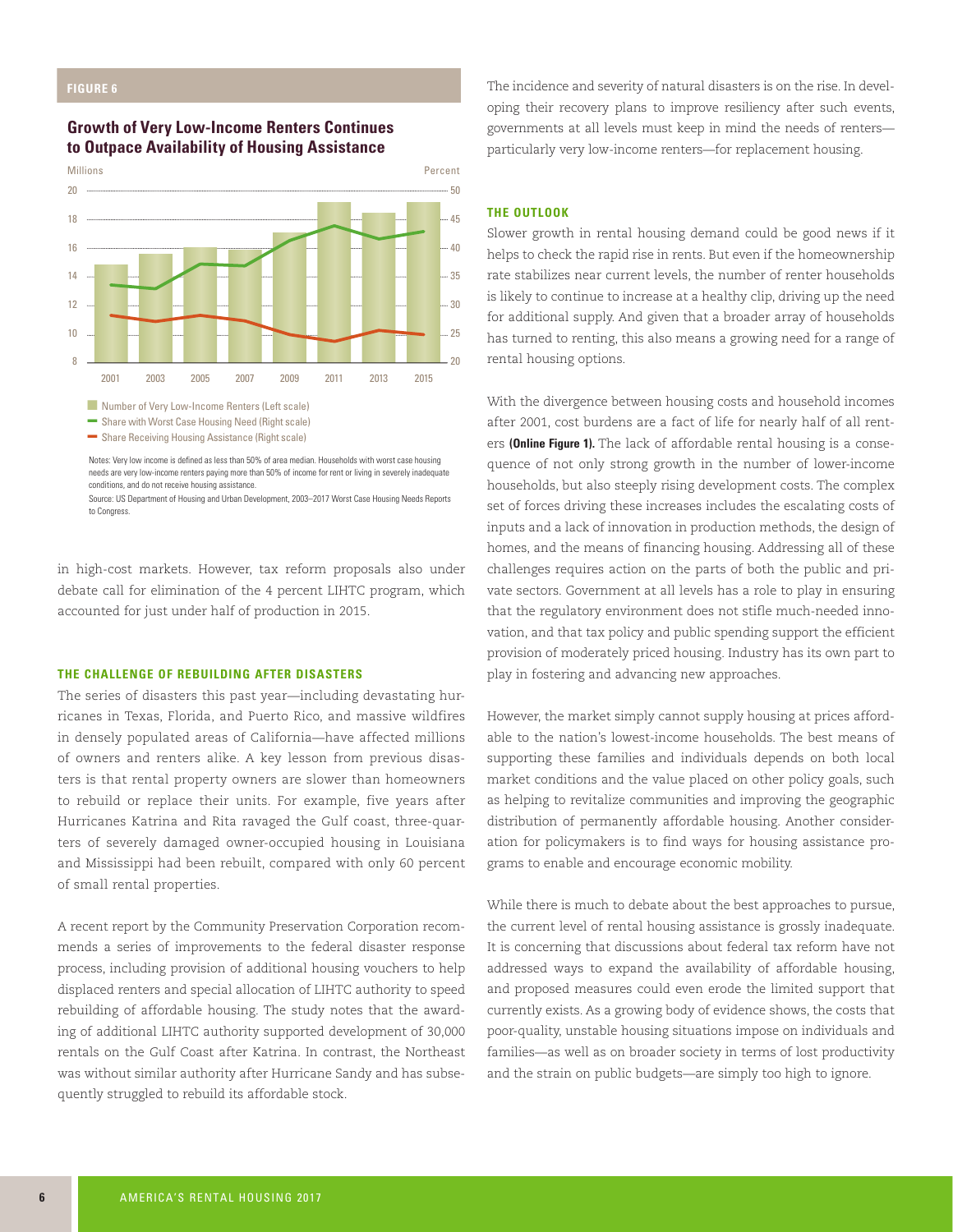FIGURE 6

**Growth of Very Low-Income Renters Continues to Outpace Availability of Housing Assistance**

Millions

Percent

20
18
16
14
12
10
8

50
45
40
35
30
25
20

2001 2003 2005 2007 2009 2011 2013 2015

Number of Very Low-Income Renters (Left scale)
Share with Worst Case Housing Need (Right scale)
Share Receiving Housing Assistance (Right scale)

Notes: Very low income is defined as less than 50% of area median. Households with worst case housing needs are very low-income renters paying more than 50% of income for rent or living in severely inadequate conditions, and do not receive housing assistance.
Source: US Department of Housing and Urban Development, 2003–2017 Worst Case Housing Needs Reports to Congress.

in high-cost markets. However, tax reform proposals also under debate call for elimination of the 4 percent LIHTC program, which accounted for just under half of production in 2015.

### THE CHALLENGE OF REBUILDING AFTER DISASTERS

The series of disasters this past year—including devastating hurricanes in Texas, Florida, and Puerto Rico, and massive wildfires in densely populated areas of California—have affected millions of owners and renters alike. A key lesson from previous disasters is that rental property owners are slower than homeowners to rebuild or replace their units. For example, five years after Hurricanes Katrina and Rita ravaged the Gulf coast, three-quarters of severely damaged owner-occupied housing in Louisiana and Mississippi had been rebuilt, compared with only 60 percent of small rental properties.

A recent report by the Community Preservation Corporation recommends a series of improvements to the federal disaster response process, including provision of additional housing vouchers to help displaced renters and special allocation of LIHTC authority to speed rebuilding of affordable housing. The study notes that the awarding of additional LIHTC authority supported development of 30,000 rentals on the Gulf Coast after Katrina. In contrast, the Northeast was without similar authority after Hurricane Sandy and has subsequently struggled to rebuild its affordable stock.

The incidence and severity of natural disasters is on the rise. In developing their recovery plans to improve resiliency after such events, governments at all levels must keep in mind the needs of renters—particularly very low-income renters—for replacement housing.

### THE OUTLOOK

Slower growth in rental housing demand could be good news if it helps to check the rapid rise in rents. But even if the homeownership rate stabilizes near current levels, the number of renter households is likely to continue to increase at a healthy clip, driving up the need for additional supply. And given that a broader array of households has turned to renting, this also means a growing need for a range of rental housing options.

With the divergence between housing costs and household incomes after 2001, cost burdens are a fact of life for nearly half of all renters **(Online Figure 1).** The lack of affordable rental housing is a consequence of not only strong growth in the number of lower-income households, but also steeply rising development costs. The complex set of forces driving these increases includes the escalating costs of inputs and a lack of innovation in production methods, the design of homes, and the means of financing housing. Addressing all of these challenges requires action on the parts of both the public and private sectors. Government at all levels has a role to play in ensuring that the regulatory environment does not stifle much-needed innovation, and that tax policy and public spending support the efficient provision of moderately priced housing. Industry has its own part to play in fostering and advancing new approaches.

However, the market simply cannot supply housing at prices affordable to the nation's lowest-income households. The best means of supporting these families and individuals depends on both local market conditions and the value placed on other policy goals, such as helping to revitalize communities and improving the geographic distribution of permanently affordable housing. Another consideration for policymakers is to find ways for housing assistance programs to enable and encourage economic mobility.

While there is much to debate about the best approaches to pursue, the current level of rental housing assistance is grossly inadequate. It is concerning that discussions about federal tax reform have not addressed ways to expand the availability of affordable housing, and proposed measures could even erode the limited support that currently exists. As a growing body of evidence shows, the costs that poor-quality, unstable housing situations impose on individuals and families—as well as on broader society in terms of lost productivity and the strain on public budgets—are simply too high to ignore.